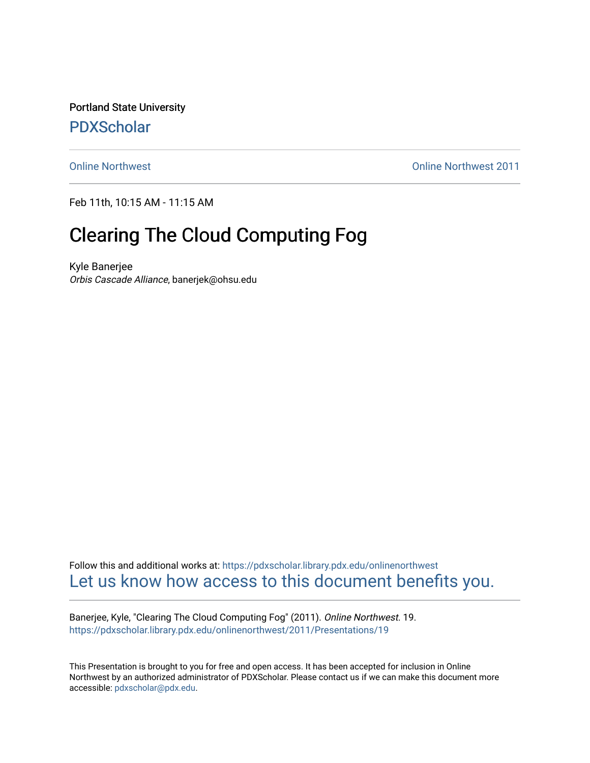Portland State University

PDXScholar

Online Northwest | Online Northwest 2011

Feb 11th, 10:15 AM - 11:15 AM

# Clearing The Cloud Computing Fog

Kyle Banerjee
*Orbis Cascade Alliance*, banerjek@ohsu.edu

Follow this and additional works at: https://pdxscholar.library.pdx.edu/onlinenorthwest

Let us know how access to this document benefits you.

Banerjee, Kyle, "Clearing The Cloud Computing Fog" (2011). *Online Northwest*. 19.
https://pdxscholar.library.pdx.edu/onlinenorthwest/2011/Presentations/19

This Presentation is brought to you for free and open access. It has been accepted for inclusion in Online Northwest by an authorized administrator of PDXScholar. Please contact us if we can make this document more accessible: pdxscholar@pdx.edu.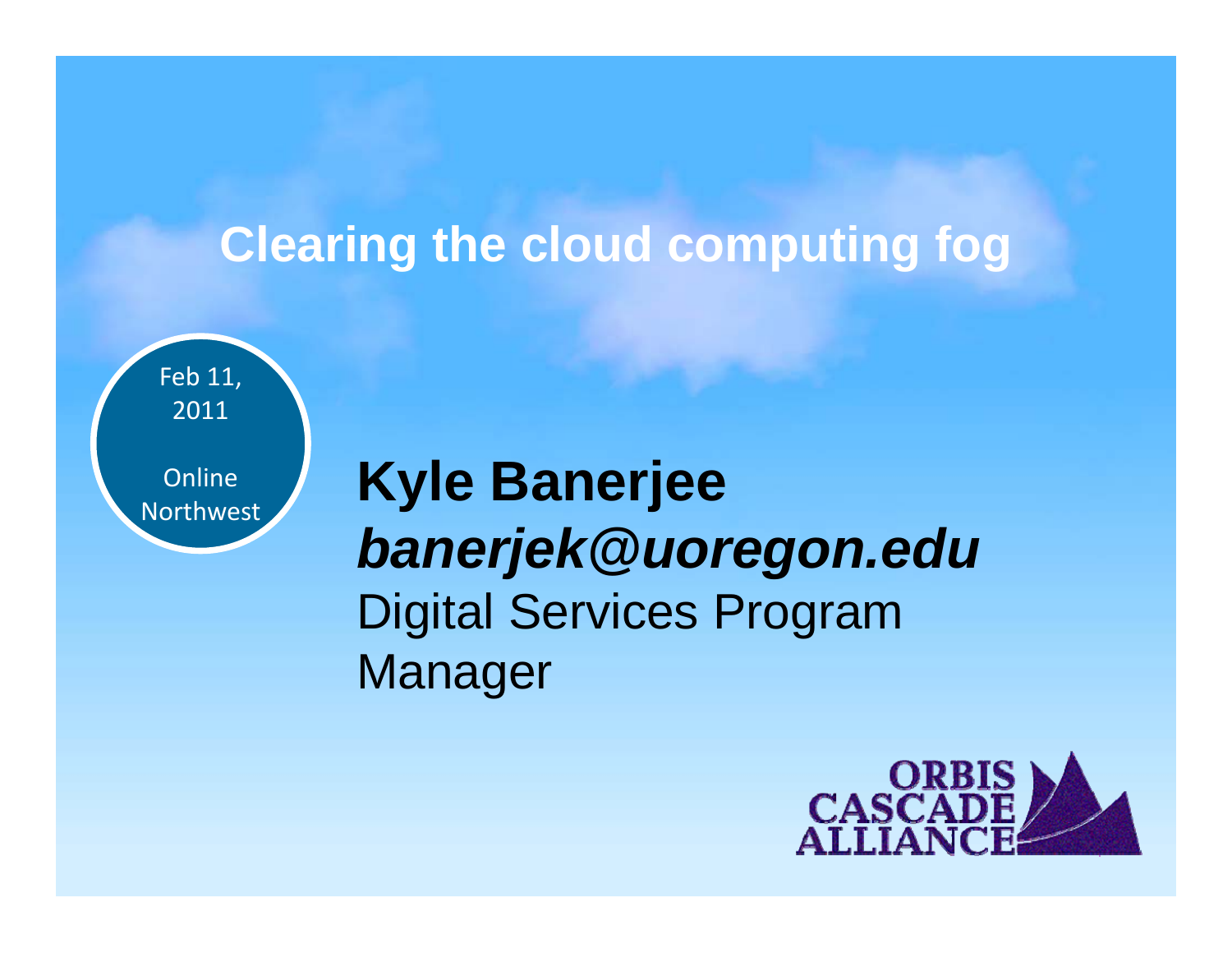# Clearing the cloud computing fog

Feb 11, 2011

Online Northwest

**Kyle Banerjee**

***banerjek@uoregon.edu***

Digital Services Program Manager

ORBIS CASCADE ALLIANCE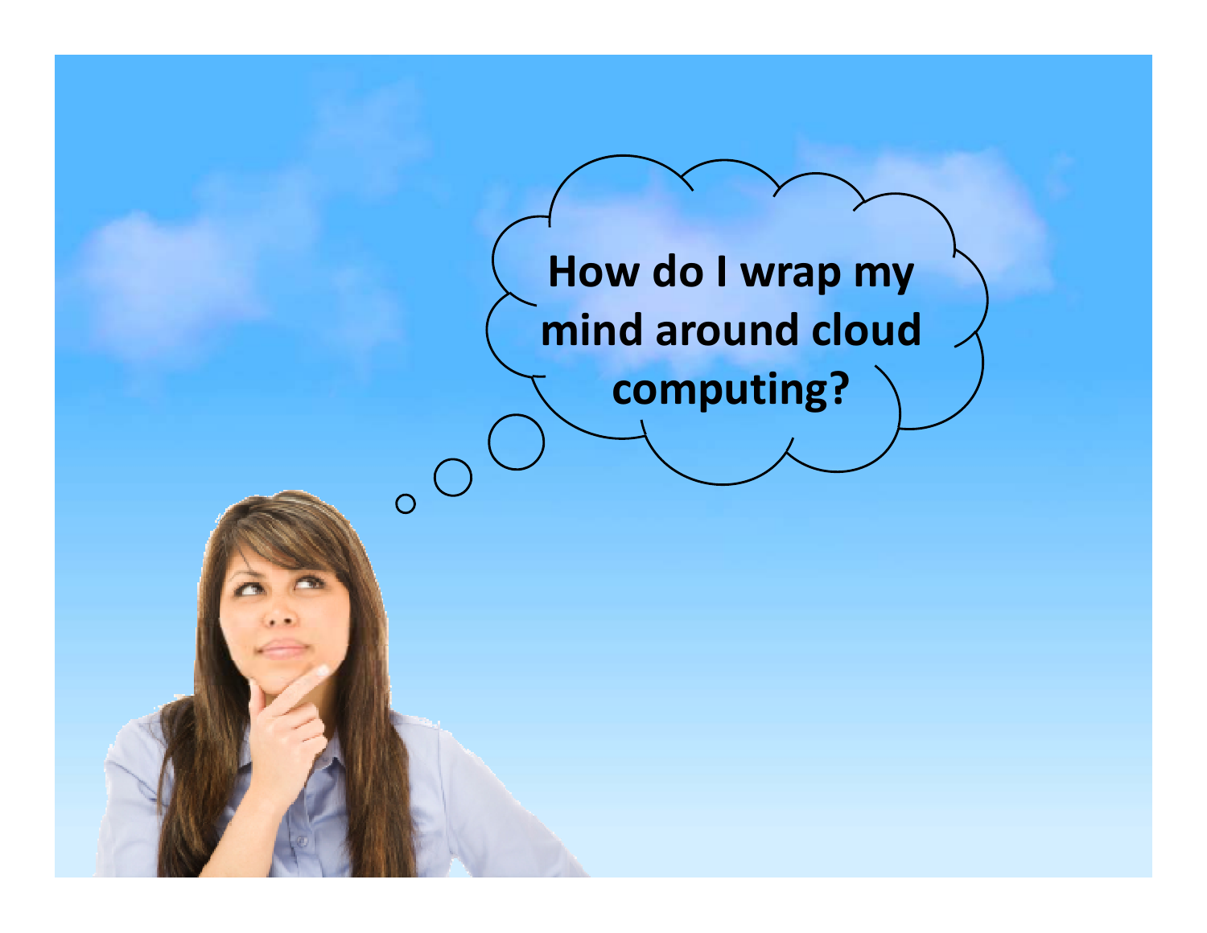How do I wrap my mind around cloud computing?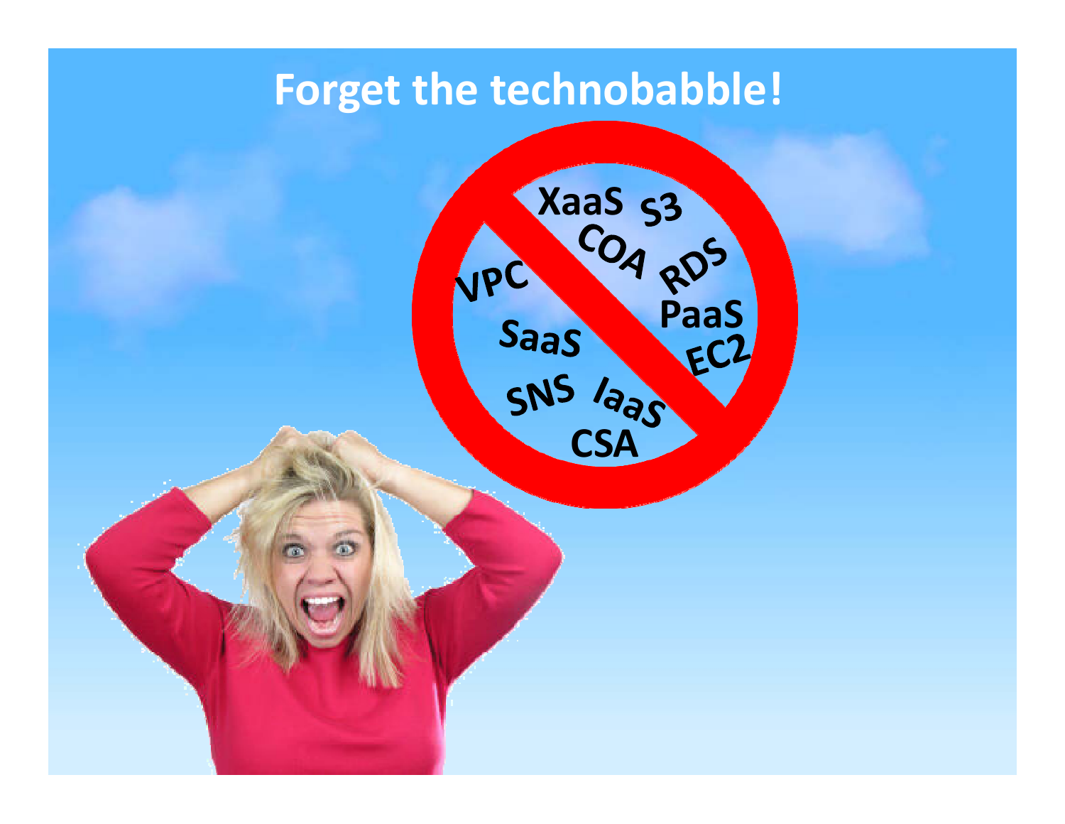# Forget the technobabble!

XaaS S3 COA RDS PaaS EC2 VPC SaaS SNS IaaS CSA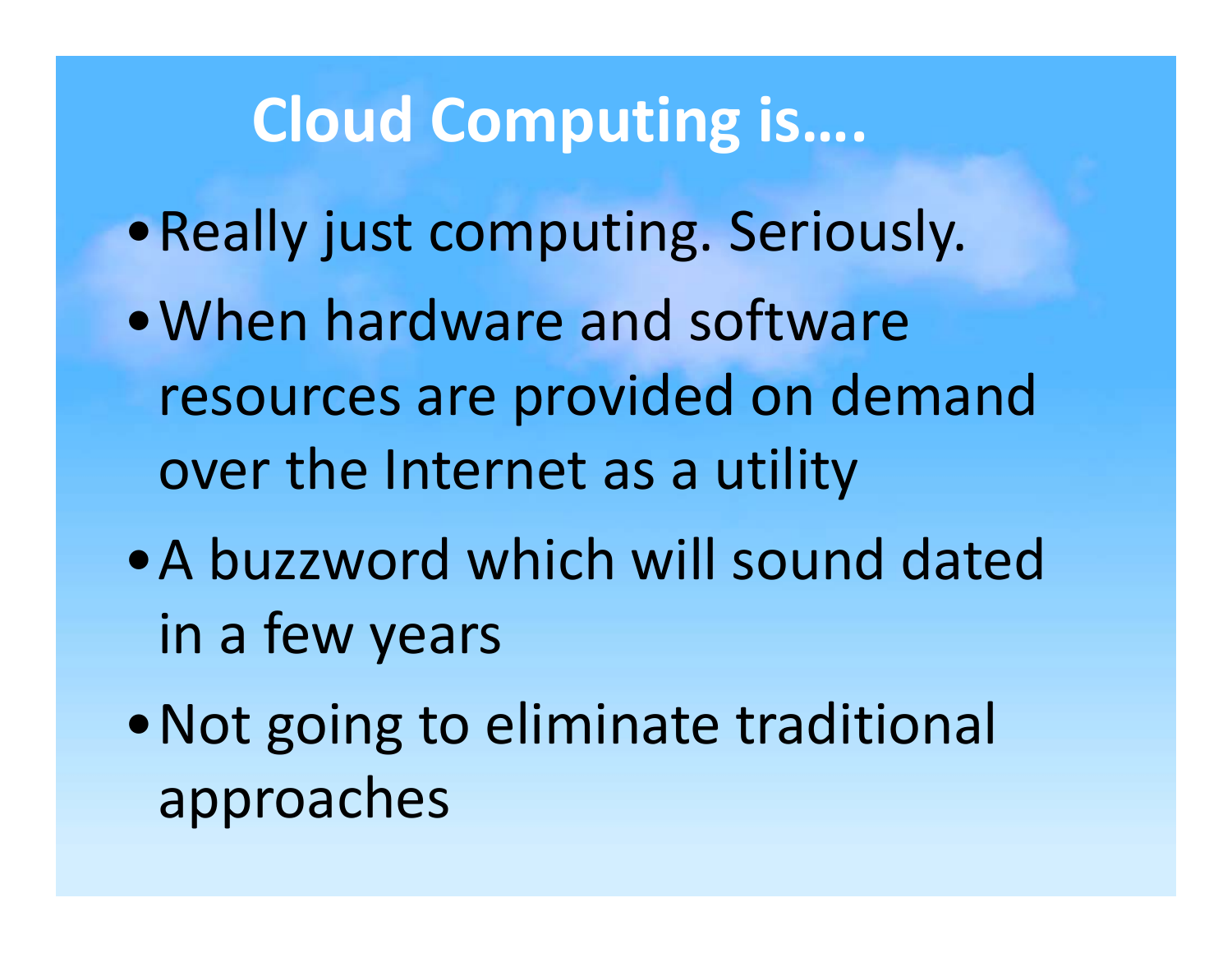# Cloud Computing is….

- Really just computing. Seriously.
- When hardware and software resources are provided on demand over the Internet as a utility
- A buzzword which will sound dated in a few years
- Not going to eliminate traditional approaches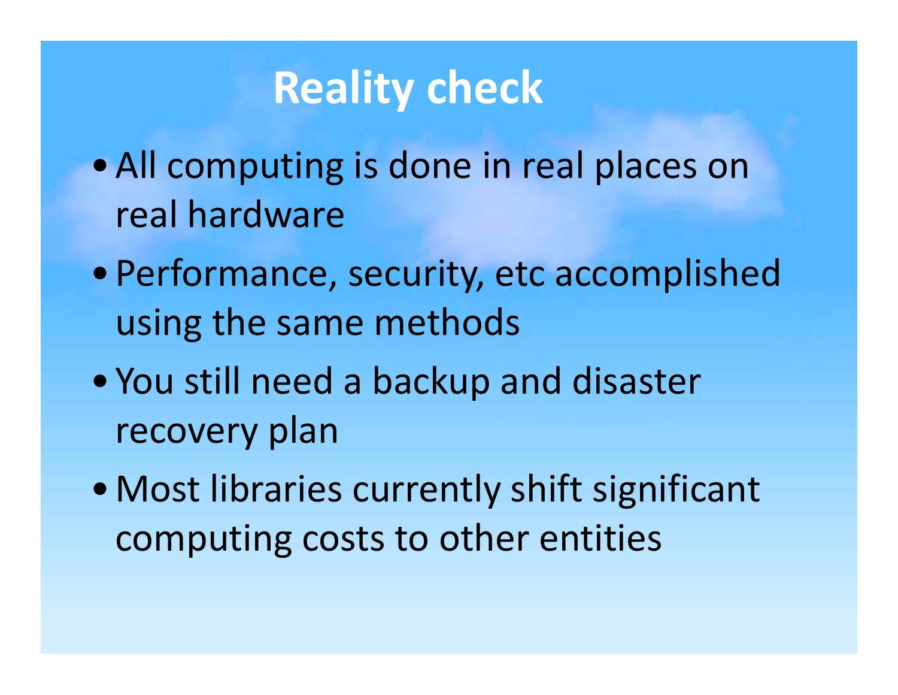# Reality check

- All computing is done in real places on real hardware
- Performance, security, etc accomplished using the same methods
- You still need a backup and disaster recovery plan
- Most libraries currently shift significant computing costs to other entities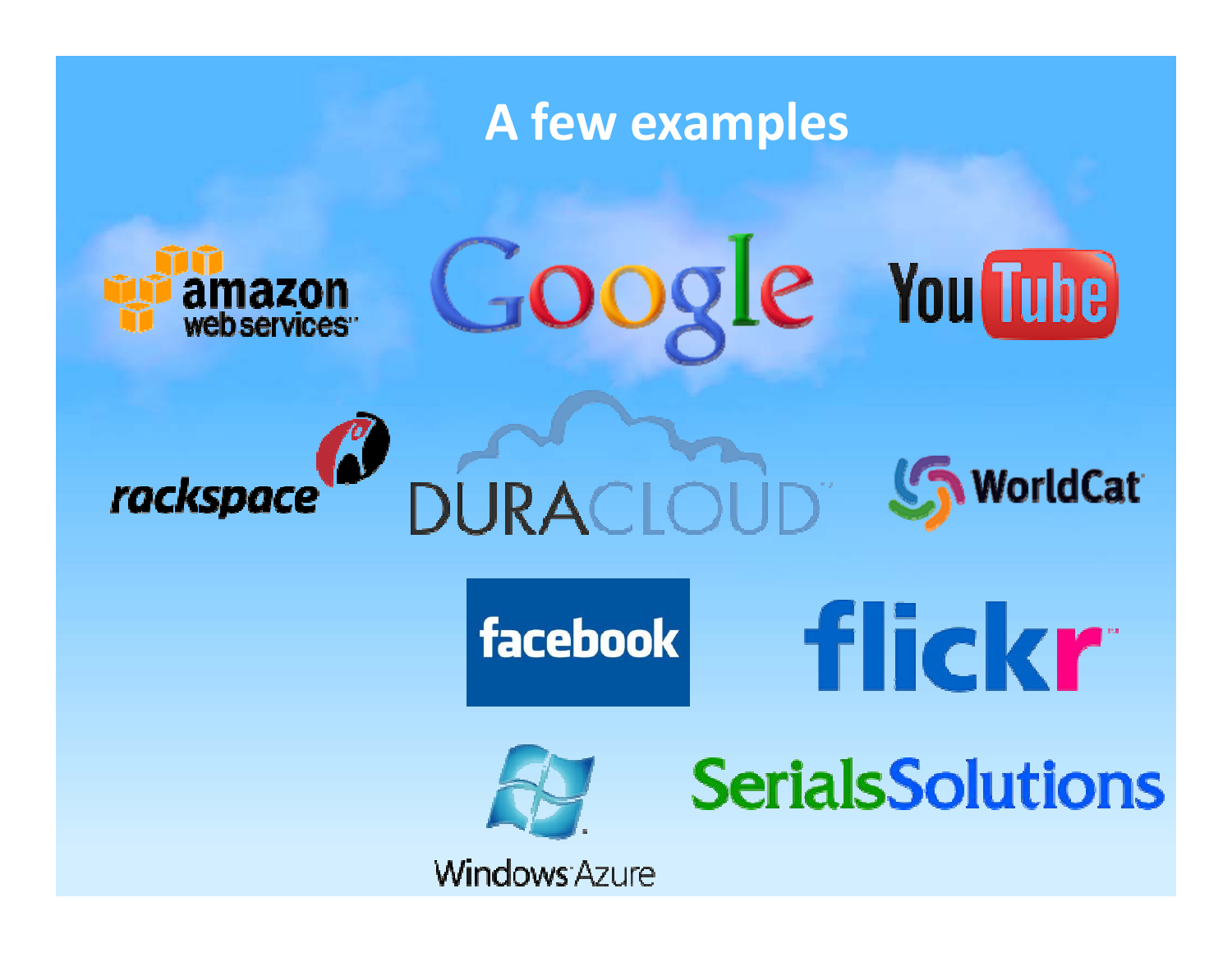# A few examples

amazon web services

Google

YouTube

rackspace

DURACLOUD

WorldCat

facebook

flickr

SerialsSolutions

Windows Azure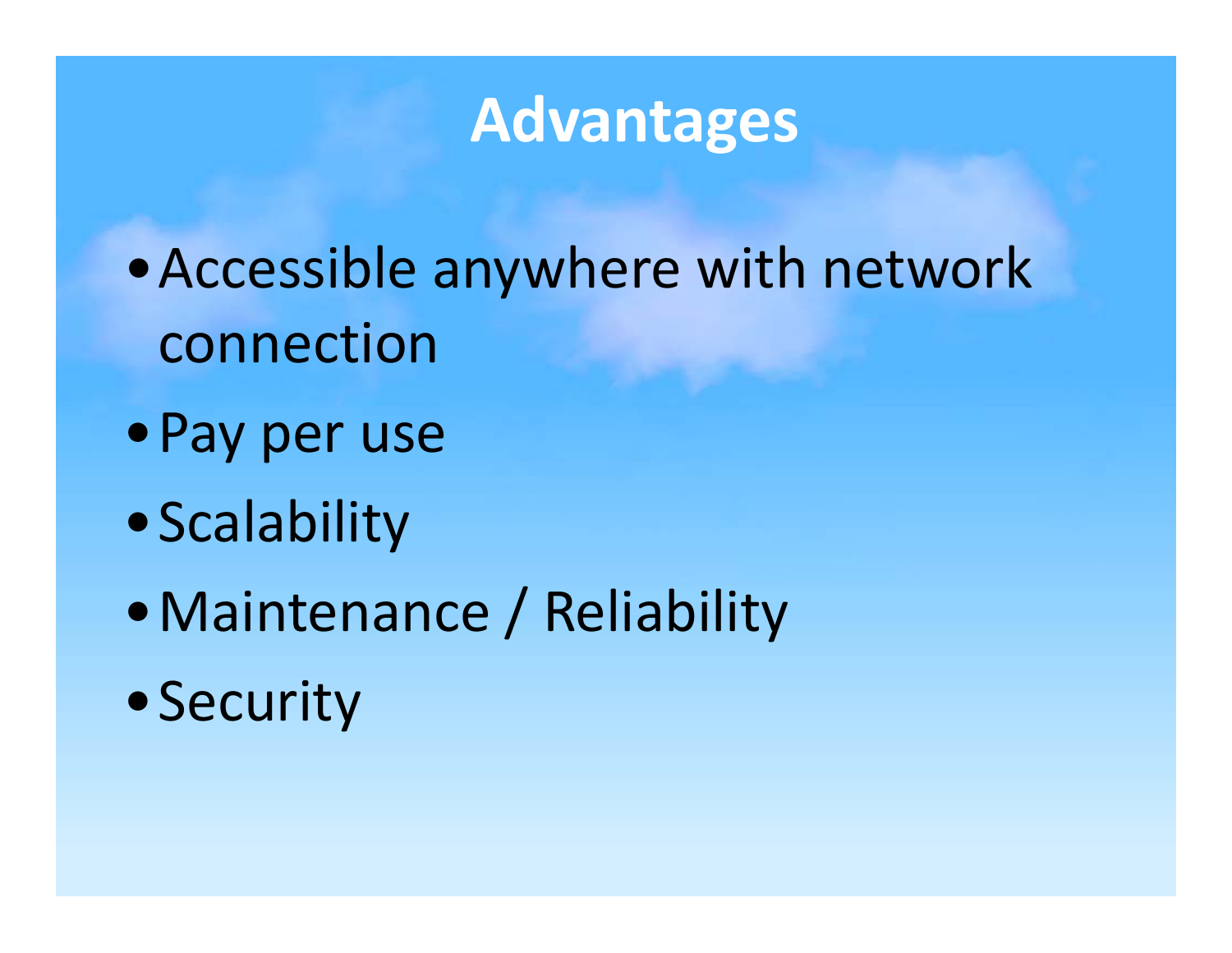# Advantages

- Accessible anywhere with network connection
- Pay per use
- Scalability
- Maintenance / Reliability
- Security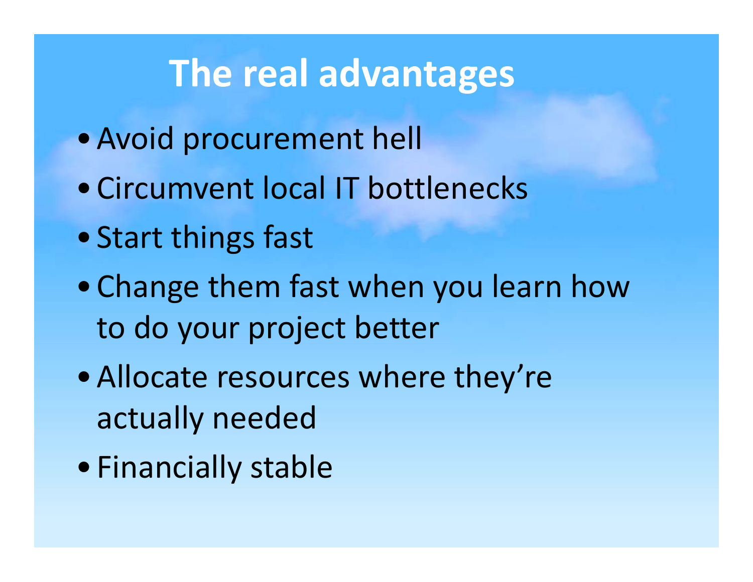# The real advantages

- Avoid procurement hell
- Circumvent local IT bottlenecks
- Start things fast
- Change them fast when you learn how to do your project better
- Allocate resources where they're actually needed
- Financially stable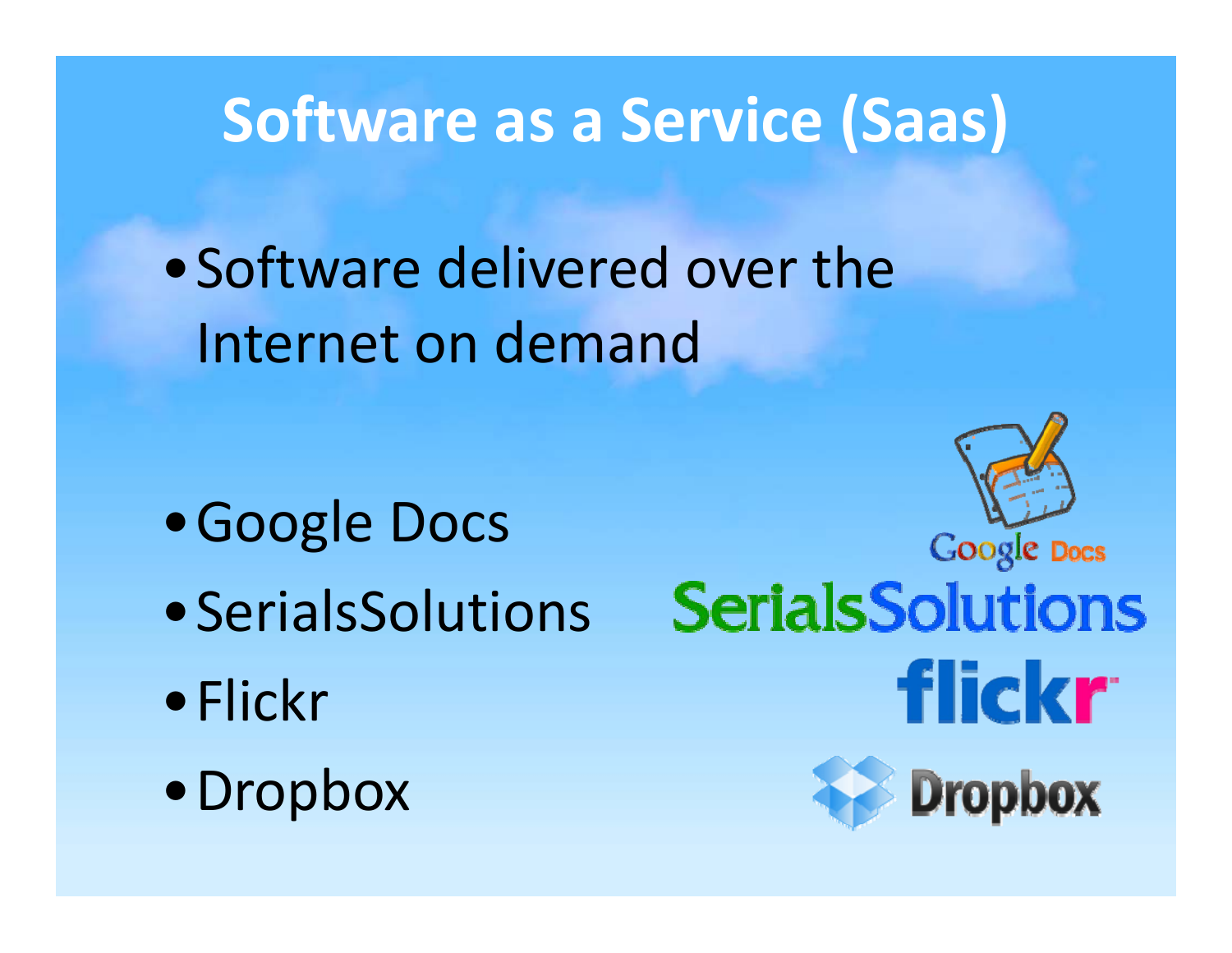# Software as a Service (Saas)

- Software delivered over the Internet on demand

- Google Docs
- SerialsSolutions
- Flickr
- Dropbox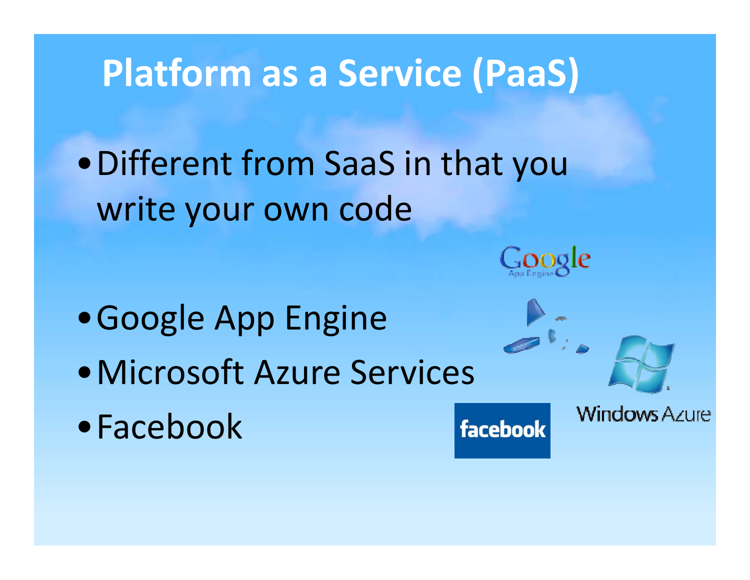# Platform as a Service (PaaS)

- Different from SaaS in that you write your own code

- Google App Engine
- Microsoft Azure Services
- Facebook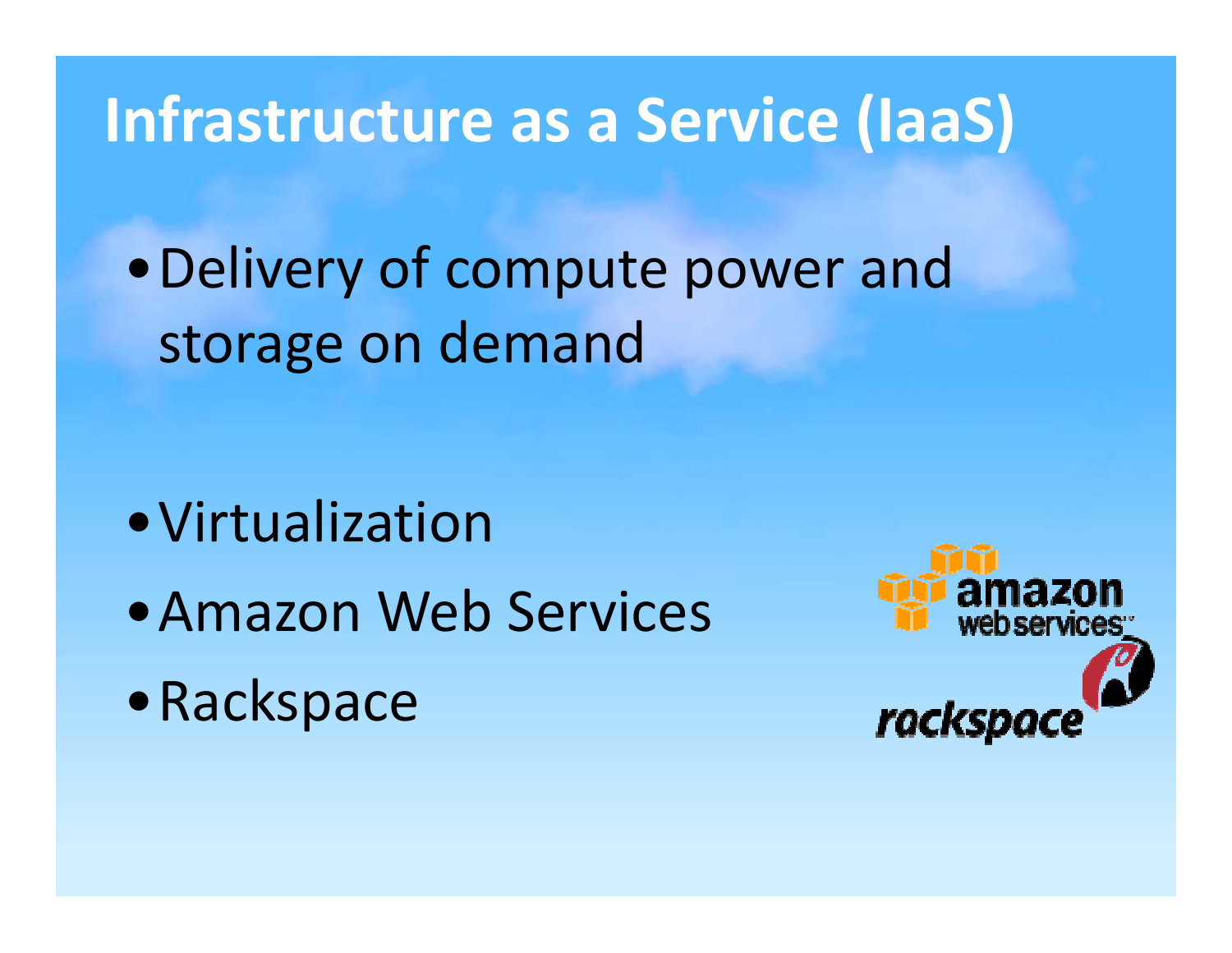# Infrastructure as a Service (IaaS)

- Delivery of compute power and storage on demand

- Virtualization
- Amazon Web Services
- Rackspace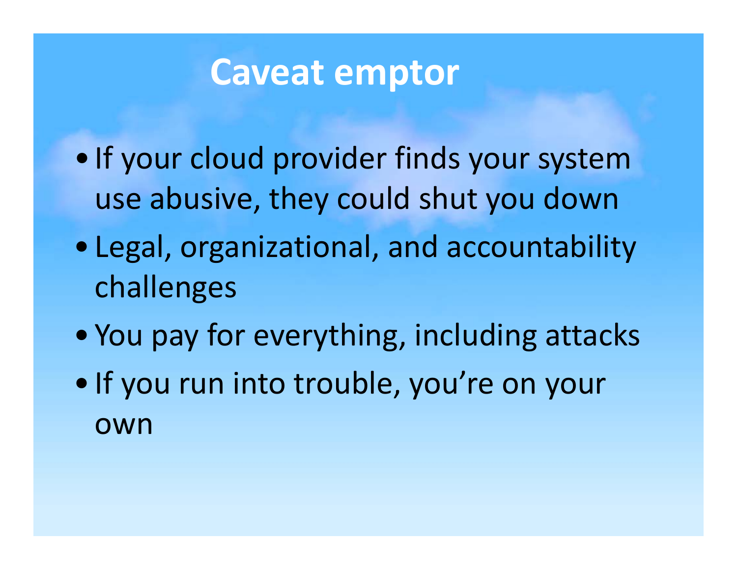# Caveat emptor

- If your cloud provider finds your system use abusive, they could shut you down
- Legal, organizational, and accountability challenges
- You pay for everything, including attacks
- If you run into trouble, you're on your own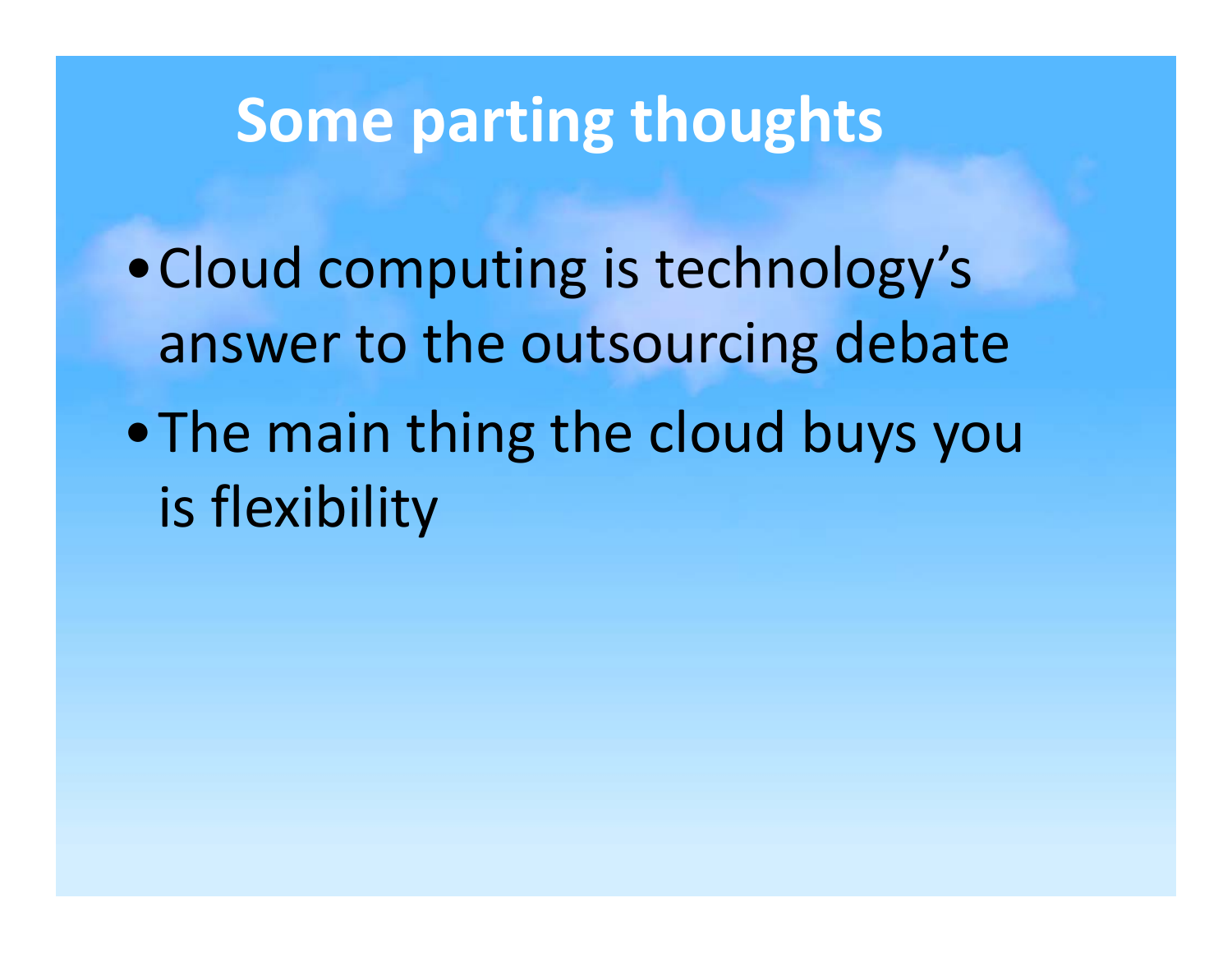# Some parting thoughts

- Cloud computing is technology's answer to the outsourcing debate
- The main thing the cloud buys you is flexibility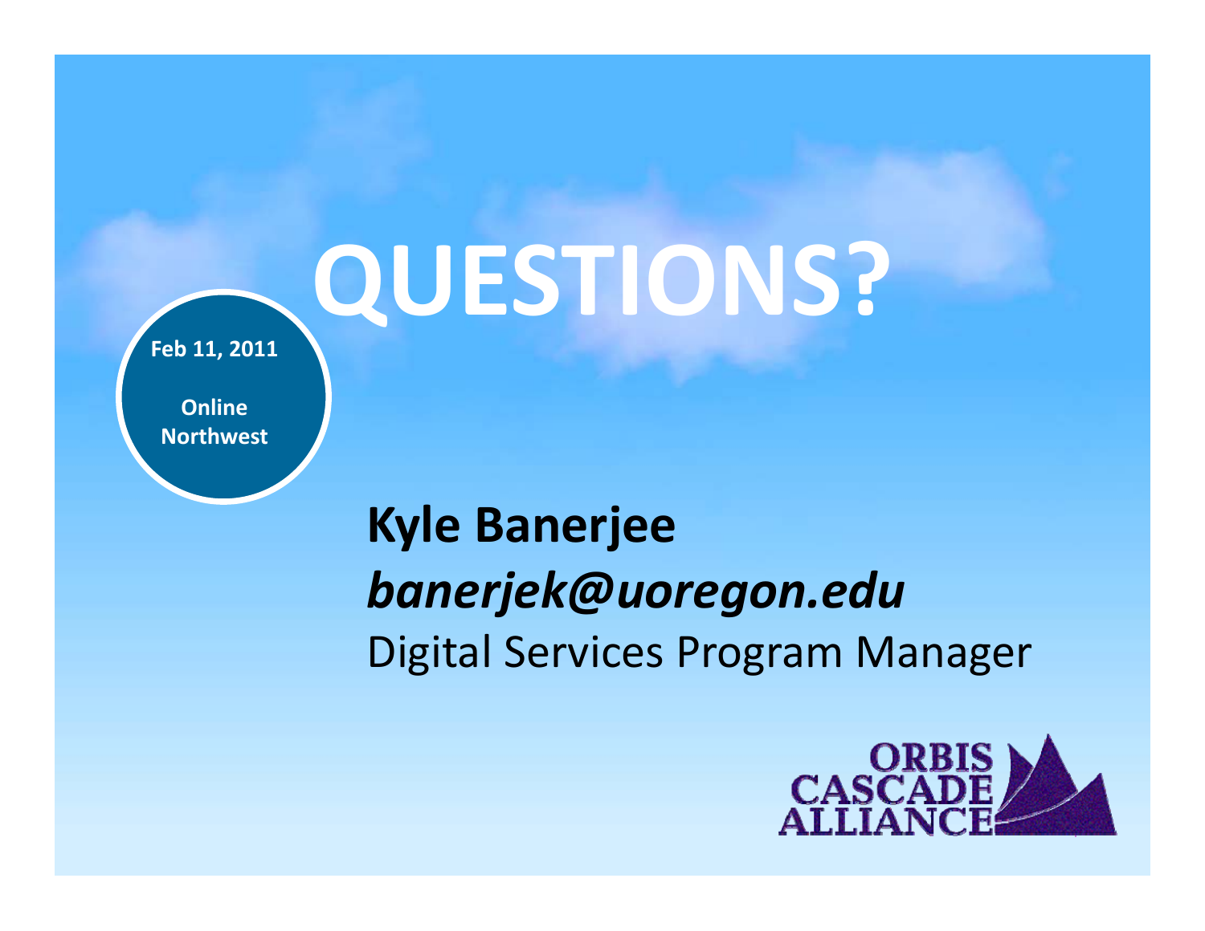# QUESTIONS?

**Feb 11, 2011**

**Online Northwest**

**Kyle Banerjee**

***banerjek@uoregon.edu***

Digital Services Program Manager

ORBIS CASCADE ALLIANCE